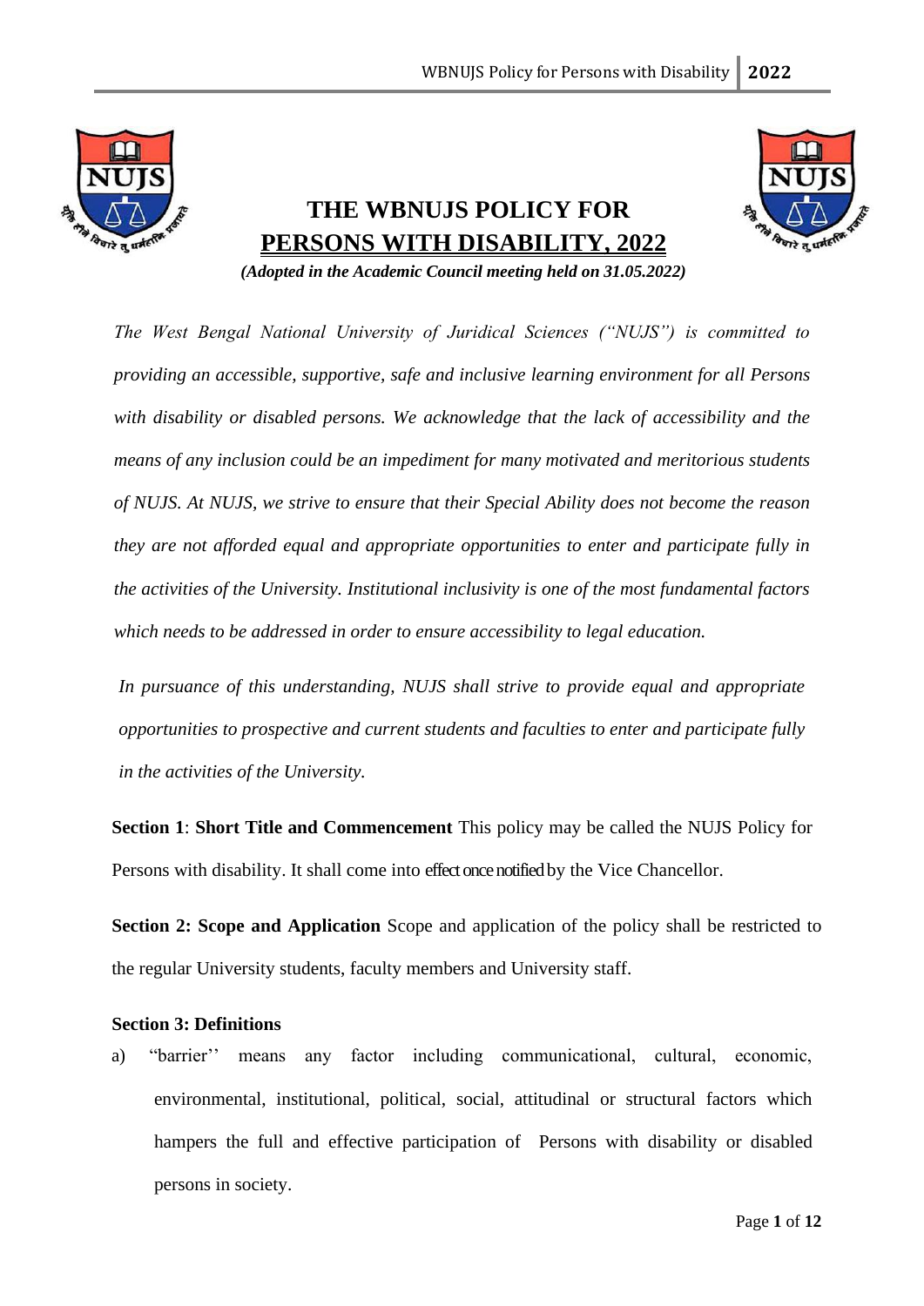# THE WBNUJS POLICY FOR PERSONS WITH DISABILITY, 2022

***(Adopted in the Academic Council meeting held on 31.05.2022)***

*The West Bengal National University of Juridical Sciences ("NUJS") is committed to providing an accessible, supportive, safe and inclusive learning environment for all Persons with disability or disabled persons. We acknowledge that the lack of accessibility and the means of any inclusion could be an impediment for many motivated and meritorious students of NUJS. At NUJS, we strive to ensure that their Special Ability does not become the reason they are not afforded equal and appropriate opportunities to enter and participate fully in the activities of the University. Institutional inclusivity is one of the most fundamental factors which needs to be addressed in order to ensure accessibility to legal education.*

*In pursuance of this understanding, NUJS shall strive to provide equal and appropriate opportunities to prospective and current students and faculties to enter and participate fully in the activities of the University.*

**Section 1**: **Short Title and Commencement** This policy may be called the NUJS Policy for Persons with disability. It shall come into effect once notified by the Vice Chancellor.

**Section 2: Scope and Application** Scope and application of the policy shall be restricted to the regular University students, faculty members and University staff.

**Section 3: Definitions**

a) "barrier'' means any factor including communicational, cultural, economic, environmental, institutional, political, social, attitudinal or structural factors which hampers the full and effective participation of Persons with disability or disabled persons in society.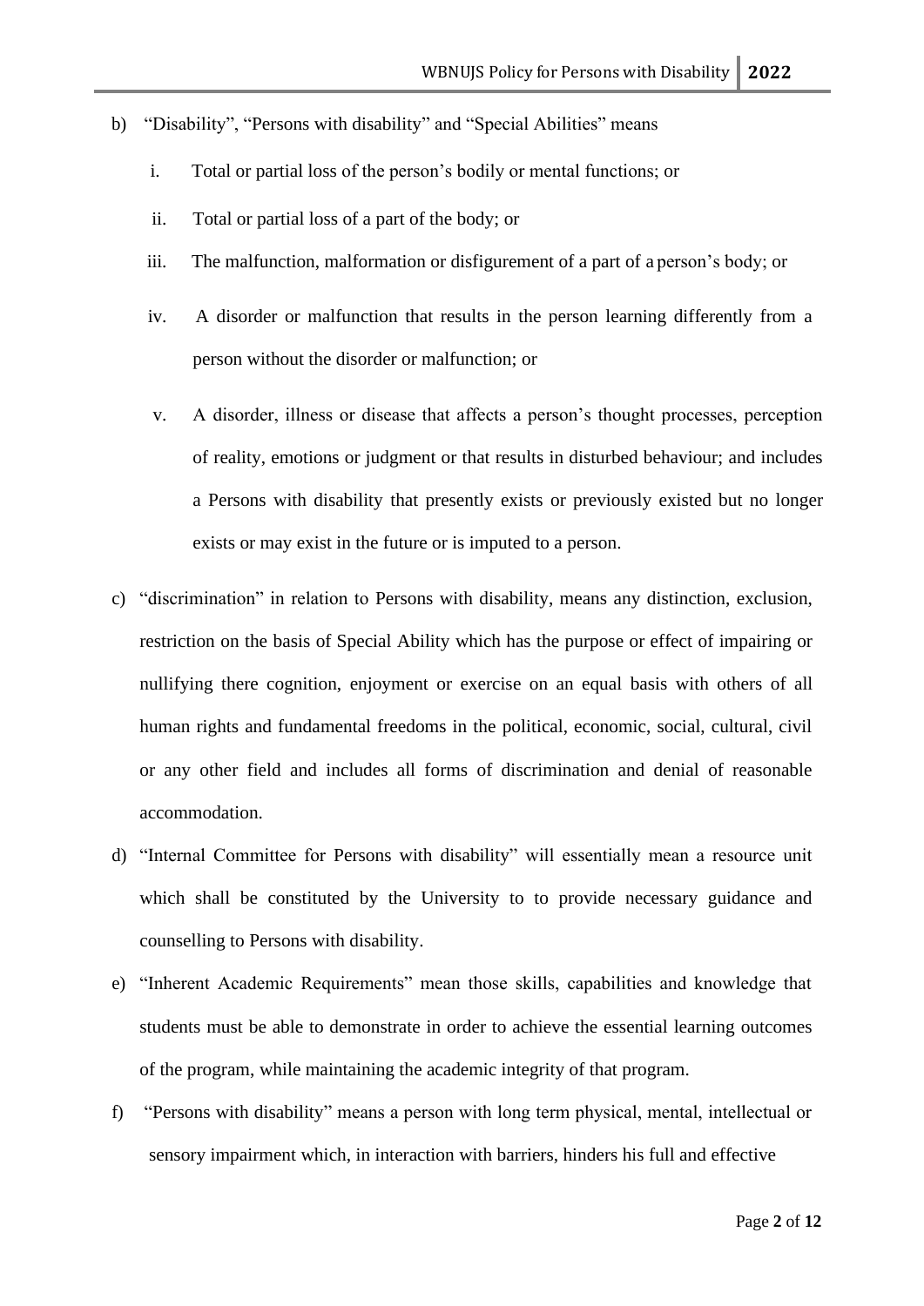b) "Disability", "Persons with disability" and "Special Abilities" means

    i. Total or partial loss of the person's bodily or mental functions; or

    ii. Total or partial loss of a part of the body; or

    iii. The malfunction, malformation or disfigurement of a part of a person's body; or

    iv. A disorder or malfunction that results in the person learning differently from a person without the disorder or malfunction; or

    v. A disorder, illness or disease that affects a person's thought processes, perception of reality, emotions or judgment or that results in disturbed behaviour; and includes a Persons with disability that presently exists or previously existed but no longer exists or may exist in the future or is imputed to a person.

c) "discrimination" in relation to Persons with disability, means any distinction, exclusion, restriction on the basis of Special Ability which has the purpose or effect of impairing or nullifying there cognition, enjoyment or exercise on an equal basis with others of all human rights and fundamental freedoms in the political, economic, social, cultural, civil or any other field and includes all forms of discrimination and denial of reasonable accommodation.

d) "Internal Committee for Persons with disability" will essentially mean a resource unit which shall be constituted by the University to to provide necessary guidance and counselling to Persons with disability.

e) "Inherent Academic Requirements" mean those skills, capabilities and knowledge that students must be able to demonstrate in order to achieve the essential learning outcomes of the program, while maintaining the academic integrity of that program.

f) "Persons with disability" means a person with long term physical, mental, intellectual or sensory impairment which, in interaction with barriers, hinders his full and effective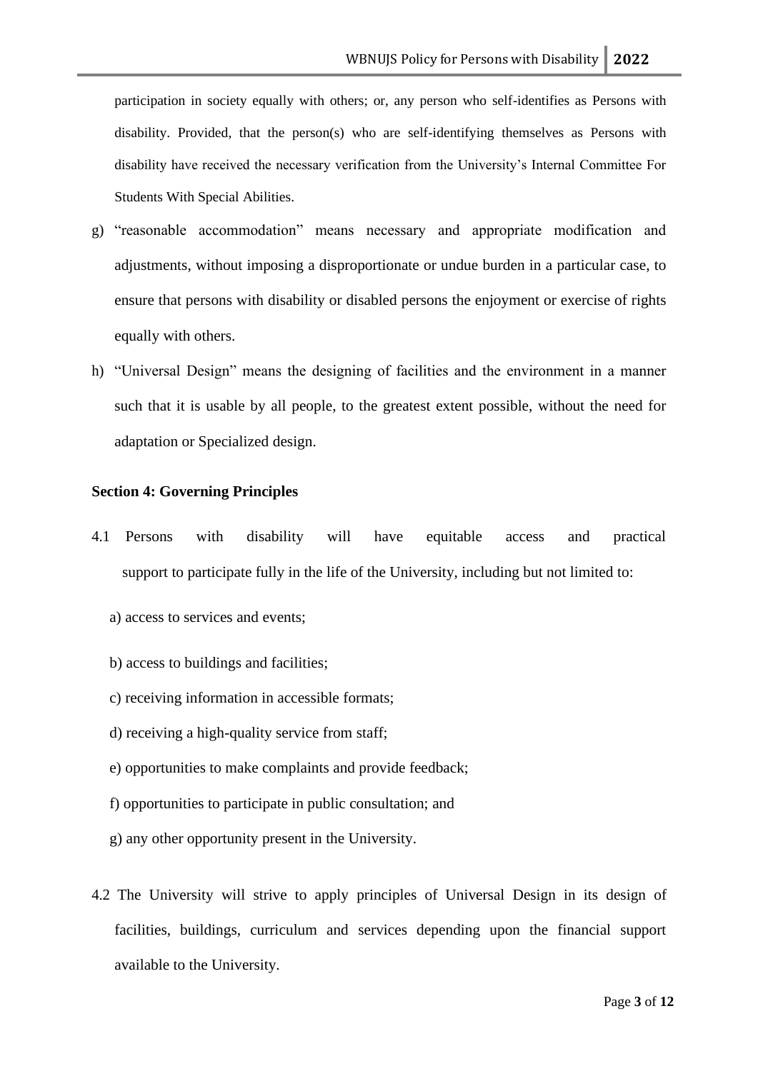participation in society equally with others; or, any person who self-identifies as Persons with disability. Provided, that the person(s) who are self-identifying themselves as Persons with disability have received the necessary verification from the University's Internal Committee For Students With Special Abilities.

g) "reasonable accommodation" means necessary and appropriate modification and adjustments, without imposing a disproportionate or undue burden in a particular case, to ensure that persons with disability or disabled persons the enjoyment or exercise of rights equally with others.

h) "Universal Design" means the designing of facilities and the environment in a manner such that it is usable by all people, to the greatest extent possible, without the need for adaptation or Specialized design.

**Section 4: Governing Principles**

4.1 Persons with disability will have equitable access and practical support to participate fully in the life of the University, including but not limited to:

a) access to services and events;

b) access to buildings and facilities;

c) receiving information in accessible formats;

d) receiving a high-quality service from staff;

e) opportunities to make complaints and provide feedback;

f) opportunities to participate in public consultation; and

g) any other opportunity present in the University.

4.2 The University will strive to apply principles of Universal Design in its design of facilities, buildings, curriculum and services depending upon the financial support available to the University.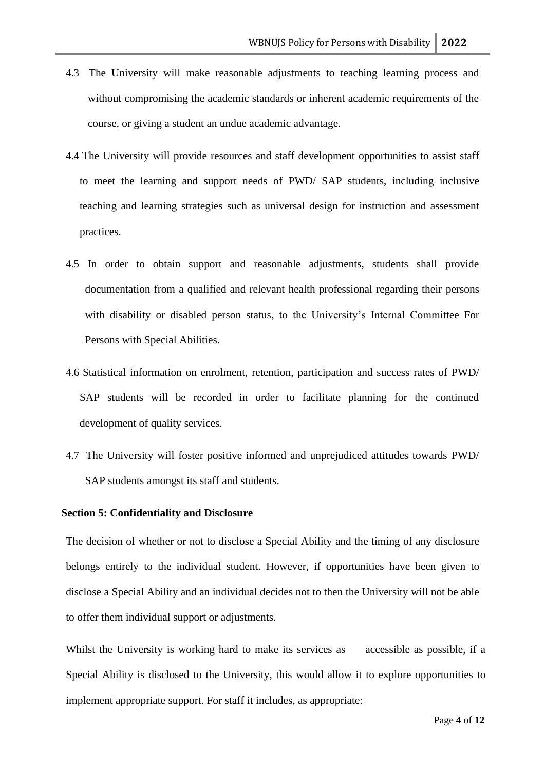4.3 The University will make reasonable adjustments to teaching learning process and without compromising the academic standards or inherent academic requirements of the course, or giving a student an undue academic advantage.

4.4 The University will provide resources and staff development opportunities to assist staff to meet the learning and support needs of PWD/ SAP students, including inclusive teaching and learning strategies such as universal design for instruction and assessment practices.

4.5 In order to obtain support and reasonable adjustments, students shall provide documentation from a qualified and relevant health professional regarding their persons with disability or disabled person status, to the University's Internal Committee For Persons with Special Abilities.

4.6 Statistical information on enrolment, retention, participation and success rates of PWD/ SAP students will be recorded in order to facilitate planning for the continued development of quality services.

4.7 The University will foster positive informed and unprejudiced attitudes towards PWD/ SAP students amongst its staff and students.

**Section 5: Confidentiality and Disclosure**

The decision of whether or not to disclose a Special Ability and the timing of any disclosure belongs entirely to the individual student. However, if opportunities have been given to disclose a Special Ability and an individual decides not to then the University will not be able to offer them individual support or adjustments.

Whilst the University is working hard to make its services as accessible as possible, if a Special Ability is disclosed to the University, this would allow it to explore opportunities to implement appropriate support. For staff it includes, as appropriate: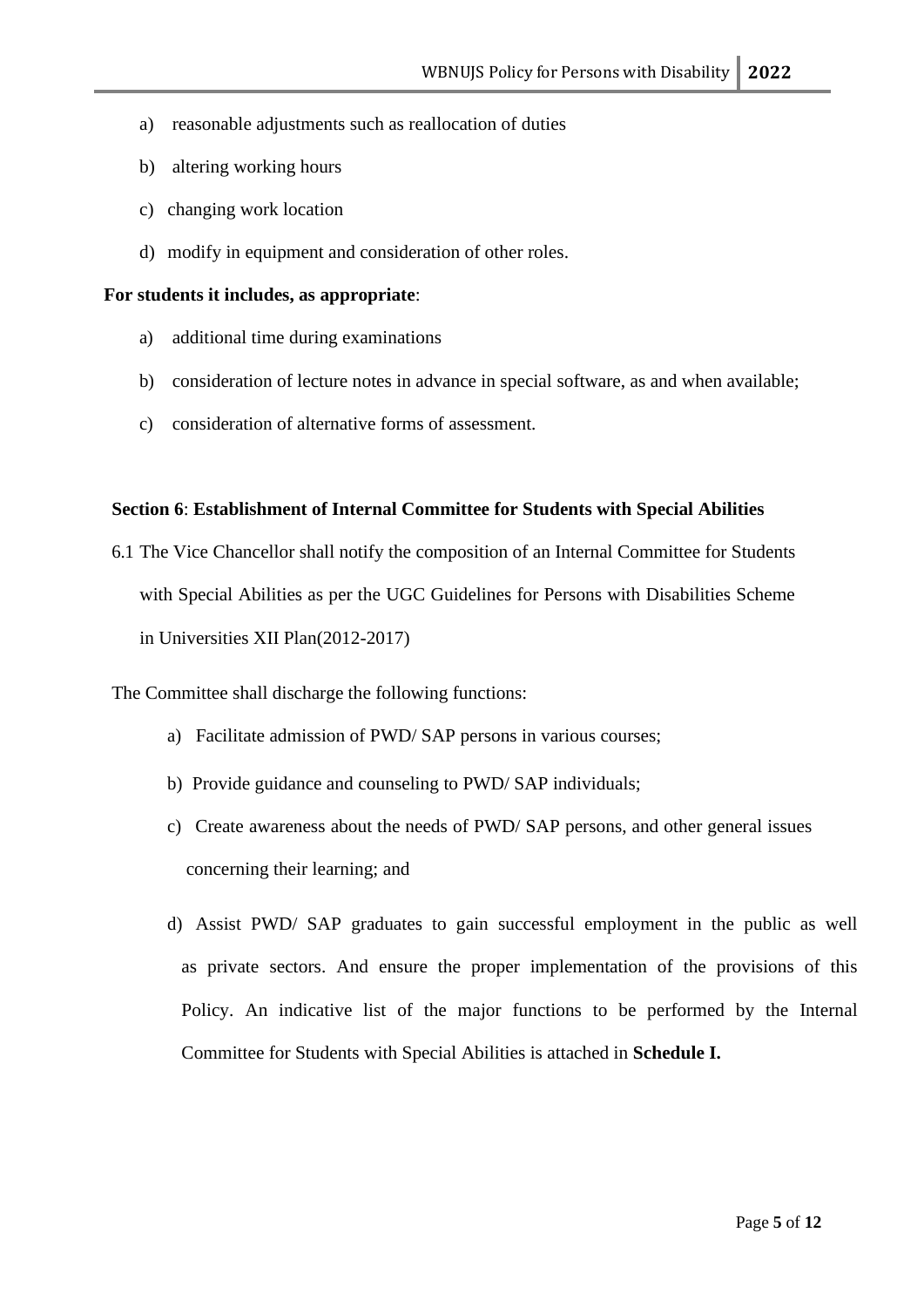a) reasonable adjustments such as reallocation of duties

b) altering working hours

c) changing work location

d) modify in equipment and consideration of other roles.

**For students it includes, as appropriate**:

a) additional time during examinations

b) consideration of lecture notes in advance in special software, as and when available;

c) consideration of alternative forms of assessment.

**Section 6**: **Establishment of Internal Committee for Students with Special Abilities**

6.1 The Vice Chancellor shall notify the composition of an Internal Committee for Students with Special Abilities as per the UGC Guidelines for Persons with Disabilities Scheme in Universities XII Plan(2012-2017)

The Committee shall discharge the following functions:

a) Facilitate admission of PWD/ SAP persons in various courses;

b) Provide guidance and counseling to PWD/ SAP individuals;

c) Create awareness about the needs of PWD/ SAP persons, and other general issues concerning their learning; and

d) Assist PWD/ SAP graduates to gain successful employment in the public as well as private sectors. And ensure the proper implementation of the provisions of this Policy. An indicative list of the major functions to be performed by the Internal Committee for Students with Special Abilities is attached in **Schedule I.**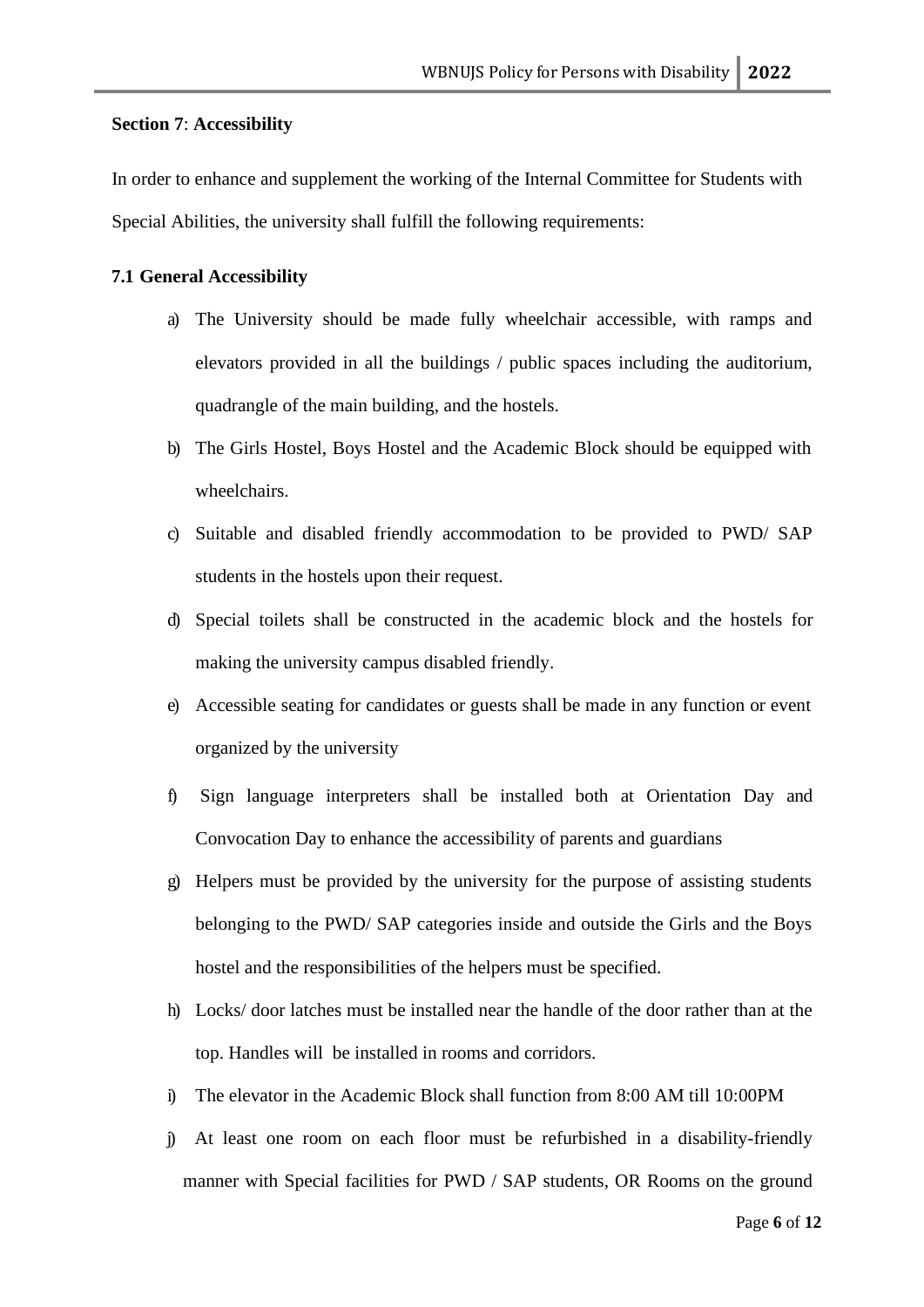**Section 7**: **Accessibility**

In order to enhance and supplement the working of the Internal Committee for Students with Special Abilities, the university shall fulfill the following requirements:

**7.1 General Accessibility**

a) The University should be made fully wheelchair accessible, with ramps and elevators provided in all the buildings / public spaces including the auditorium, quadrangle of the main building, and the hostels.

b) The Girls Hostel, Boys Hostel and the Academic Block should be equipped with wheelchairs.

c) Suitable and disabled friendly accommodation to be provided to PWD/ SAP students in the hostels upon their request.

d) Special toilets shall be constructed in the academic block and the hostels for making the university campus disabled friendly.

e) Accessible seating for candidates or guests shall be made in any function or event organized by the university

f) Sign language interpreters shall be installed both at Orientation Day and Convocation Day to enhance the accessibility of parents and guardians

g) Helpers must be provided by the university for the purpose of assisting students belonging to the PWD/ SAP categories inside and outside the Girls and the Boys hostel and the responsibilities of the helpers must be specified.

h) Locks/ door latches must be installed near the handle of the door rather than at the top. Handles will be installed in rooms and corridors.

i) The elevator in the Academic Block shall function from 8:00 AM till 10:00PM

j) At least one room on each floor must be refurbished in a disability-friendly manner with Special facilities for PWD / SAP students, OR Rooms on the ground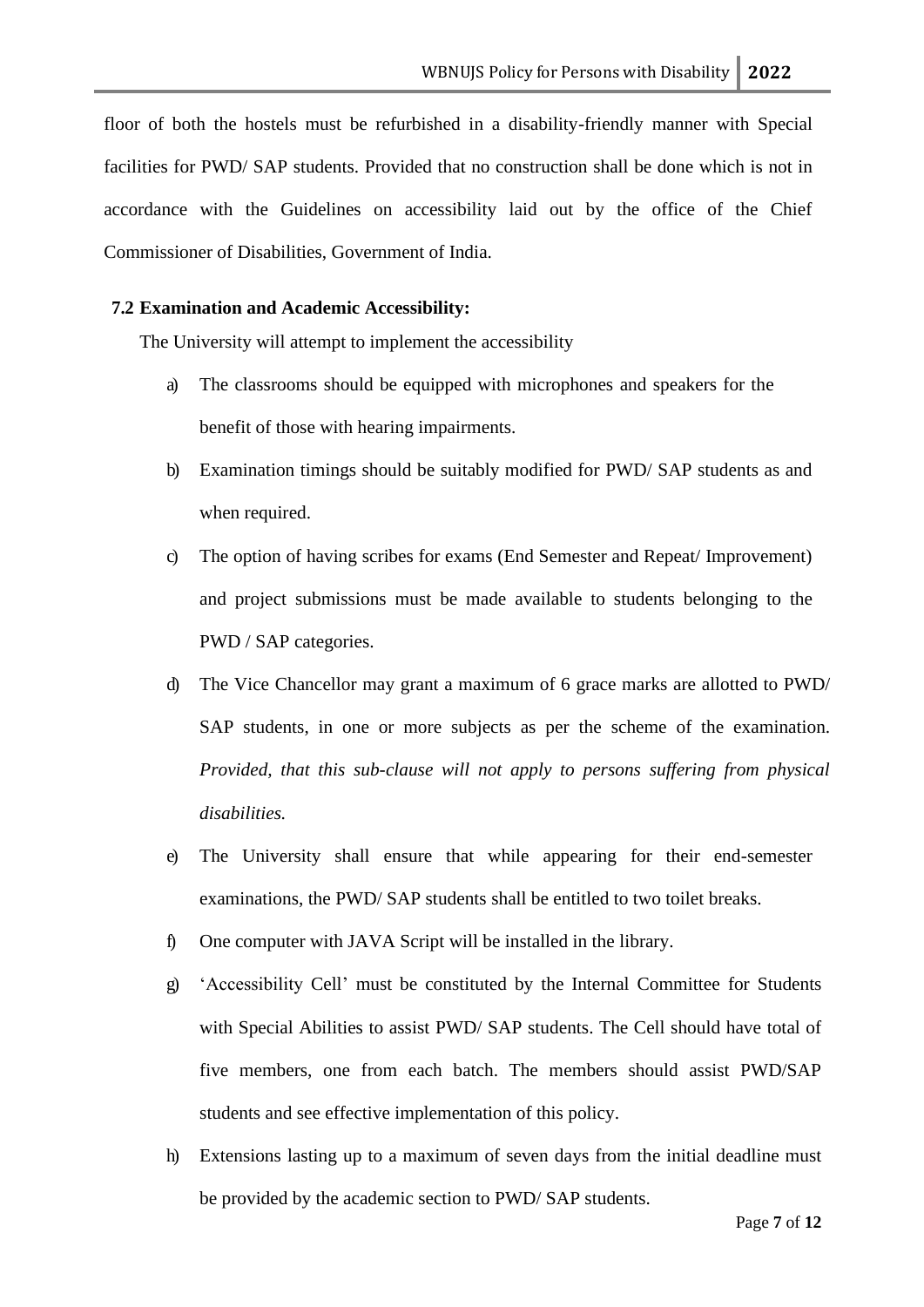floor of both the hostels must be refurbished in a disability-friendly manner with Special facilities for PWD/ SAP students. Provided that no construction shall be done which is not in accordance with the Guidelines on accessibility laid out by the office of the Chief Commissioner of Disabilities, Government of India.

**7.2 Examination and Academic Accessibility:**

The University will attempt to implement the accessibility

a) The classrooms should be equipped with microphones and speakers for the benefit of those with hearing impairments.

b) Examination timings should be suitably modified for PWD/ SAP students as and when required.

c) The option of having scribes for exams (End Semester and Repeat/ Improvement) and project submissions must be made available to students belonging to the PWD / SAP categories.

d) The Vice Chancellor may grant a maximum of 6 grace marks are allotted to PWD/ SAP students, in one or more subjects as per the scheme of the examination. *Provided, that this sub-clause will not apply to persons suffering from physical disabilities.*

e) The University shall ensure that while appearing for their end-semester examinations, the PWD/ SAP students shall be entitled to two toilet breaks.

f) One computer with JAVA Script will be installed in the library.

g) 'Accessibility Cell' must be constituted by the Internal Committee for Students with Special Abilities to assist PWD/ SAP students. The Cell should have total of five members, one from each batch. The members should assist PWD/SAP students and see effective implementation of this policy.

h) Extensions lasting up to a maximum of seven days from the initial deadline must be provided by the academic section to PWD/ SAP students.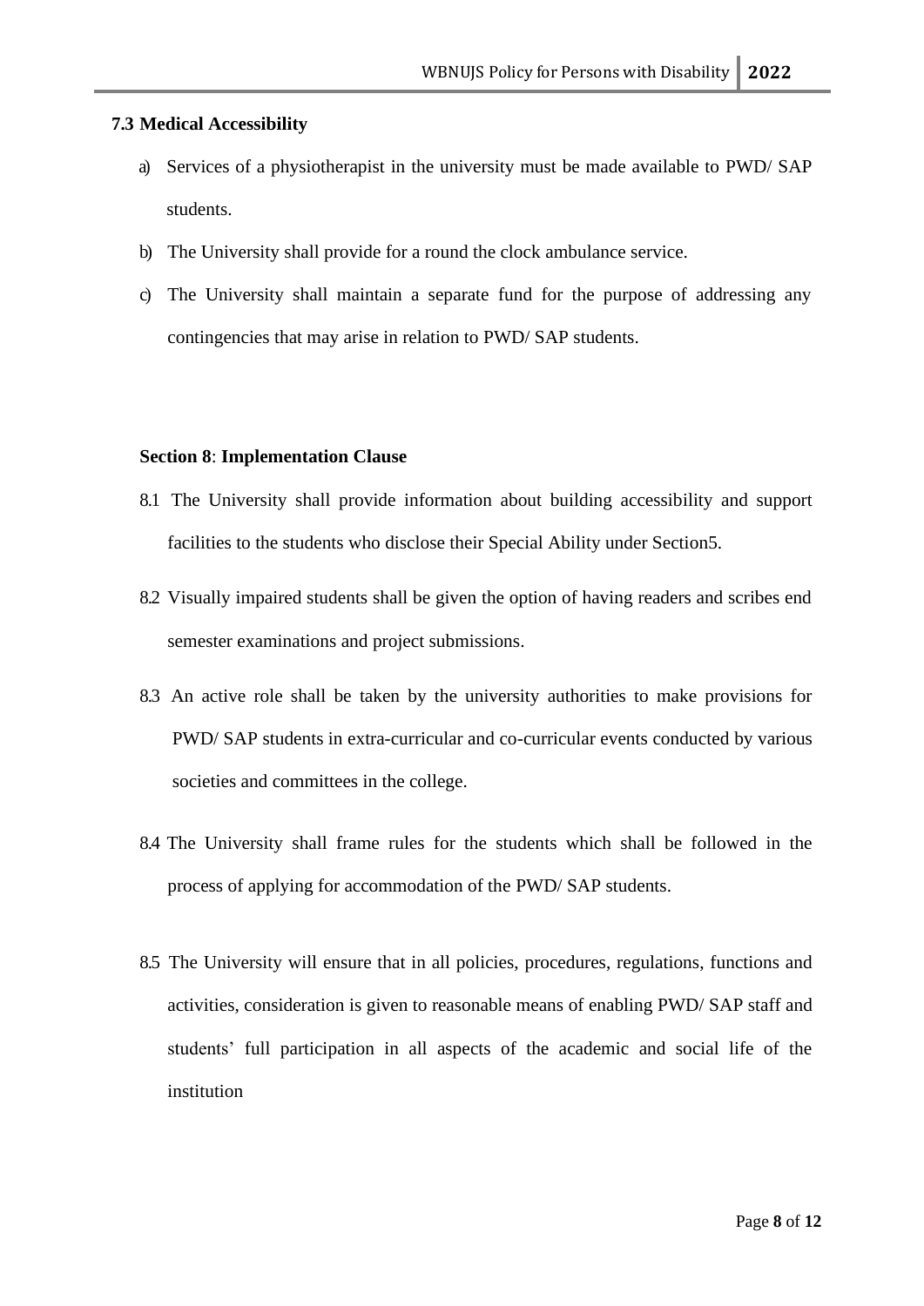### 7.3 Medical Accessibility

a) Services of a physiotherapist in the university must be made available to PWD/ SAP students.

b) The University shall provide for a round the clock ambulance service.

c) The University shall maintain a separate fund for the purpose of addressing any contingencies that may arise in relation to PWD/ SAP students.

## Section 8: Implementation Clause

8.1 The University shall provide information about building accessibility and support facilities to the students who disclose their Special Ability under Section5.

8.2 Visually impaired students shall be given the option of having readers and scribes end semester examinations and project submissions.

8.3 An active role shall be taken by the university authorities to make provisions for PWD/ SAP students in extra-curricular and co-curricular events conducted by various societies and committees in the college.

8.4 The University shall frame rules for the students which shall be followed in the process of applying for accommodation of the PWD/ SAP students.

8.5 The University will ensure that in all policies, procedures, regulations, functions and activities, consideration is given to reasonable means of enabling PWD/ SAP staff and students' full participation in all aspects of the academic and social life of the institution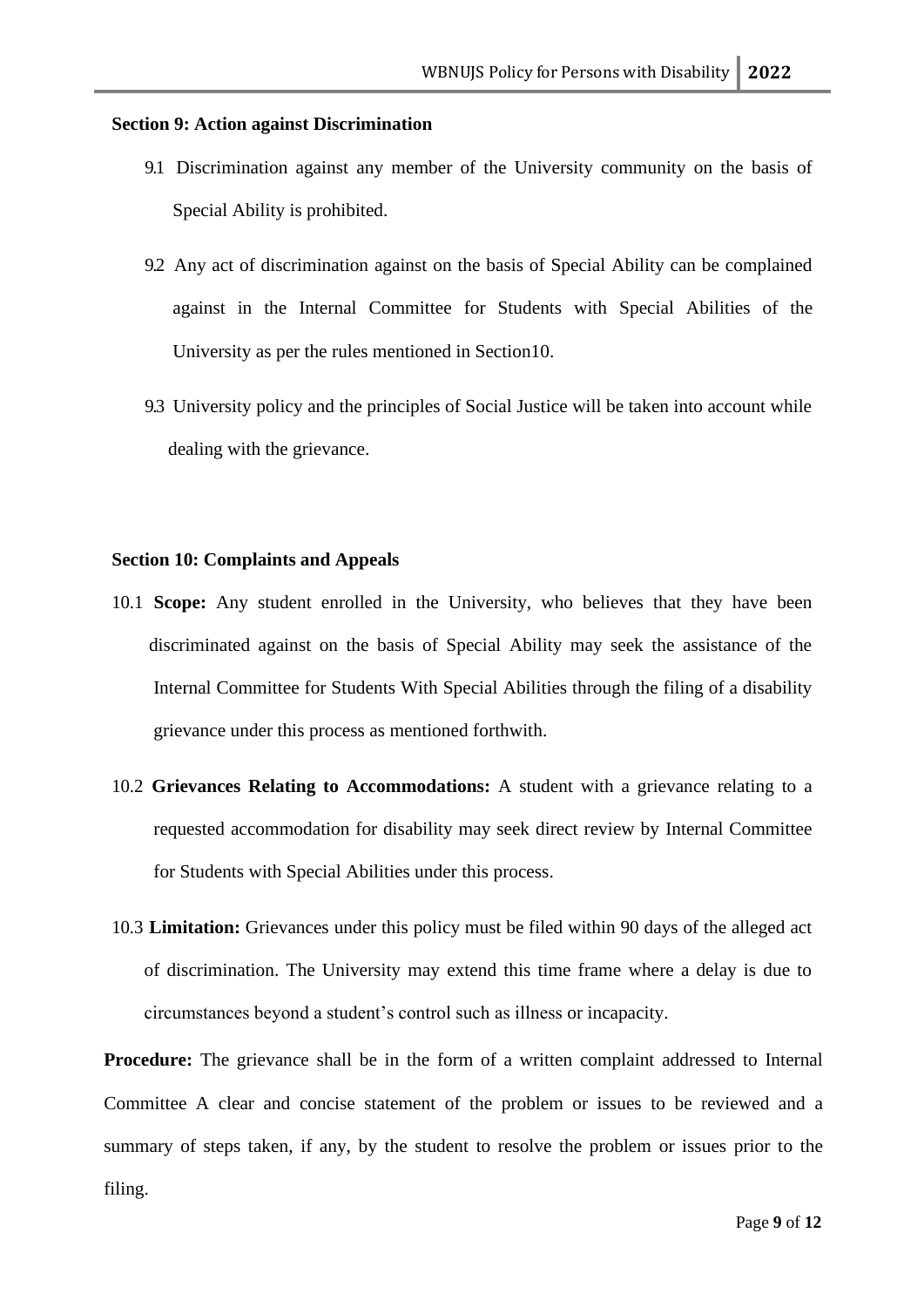**Section 9: Action against Discrimination**

9.1 Discrimination against any member of the University community on the basis of Special Ability is prohibited.

9.2 Any act of discrimination against on the basis of Special Ability can be complained against in the Internal Committee for Students with Special Abilities of the University as per the rules mentioned in Section10.

9.3 University policy and the principles of Social Justice will be taken into account while dealing with the grievance.

**Section 10: Complaints and Appeals**

10.1 **Scope:** Any student enrolled in the University, who believes that they have been discriminated against on the basis of Special Ability may seek the assistance of the Internal Committee for Students With Special Abilities through the filing of a disability grievance under this process as mentioned forthwith.

10.2 **Grievances Relating to Accommodations:** A student with a grievance relating to a requested accommodation for disability may seek direct review by Internal Committee for Students with Special Abilities under this process.

10.3 **Limitation:** Grievances under this policy must be filed within 90 days of the alleged act of discrimination. The University may extend this time frame where a delay is due to circumstances beyond a student's control such as illness or incapacity.

**Procedure:** The grievance shall be in the form of a written complaint addressed to Internal Committee A clear and concise statement of the problem or issues to be reviewed and a summary of steps taken, if any, by the student to resolve the problem or issues prior to the filing.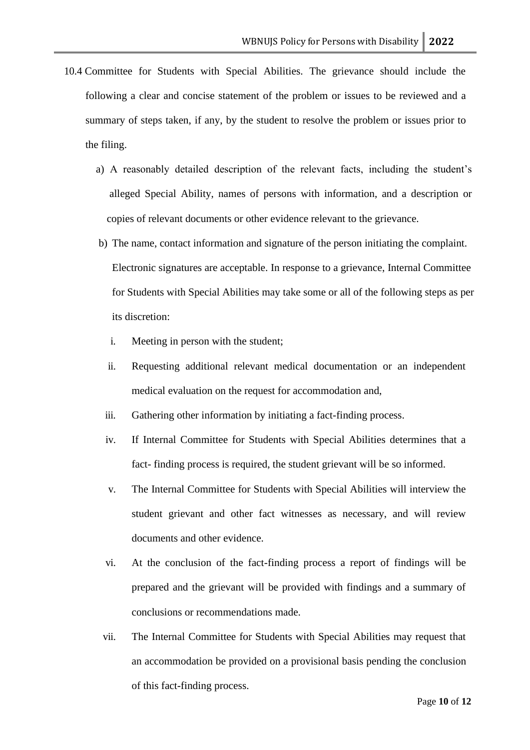10.4 Committee for Students with Special Abilities. The grievance should include the following a clear and concise statement of the problem or issues to be reviewed and a summary of steps taken, if any, by the student to resolve the problem or issues prior to the filing.

a) A reasonably detailed description of the relevant facts, including the student's alleged Special Ability, names of persons with information, and a description or copies of relevant documents or other evidence relevant to the grievance.

b) The name, contact information and signature of the person initiating the complaint. Electronic signatures are acceptable. In response to a grievance, Internal Committee for Students with Special Abilities may take some or all of the following steps as per its discretion:

   i. Meeting in person with the student;

   ii. Requesting additional relevant medical documentation or an independent medical evaluation on the request for accommodation and,

   iii. Gathering other information by initiating a fact-finding process.

   iv. If Internal Committee for Students with Special Abilities determines that a fact- finding process is required, the student grievant will be so informed.

   v. The Internal Committee for Students with Special Abilities will interview the student grievant and other fact witnesses as necessary, and will review documents and other evidence.

   vi. At the conclusion of the fact-finding process a report of findings will be prepared and the grievant will be provided with findings and a summary of conclusions or recommendations made.

   vii. The Internal Committee for Students with Special Abilities may request that an accommodation be provided on a provisional basis pending the conclusion of this fact-finding process.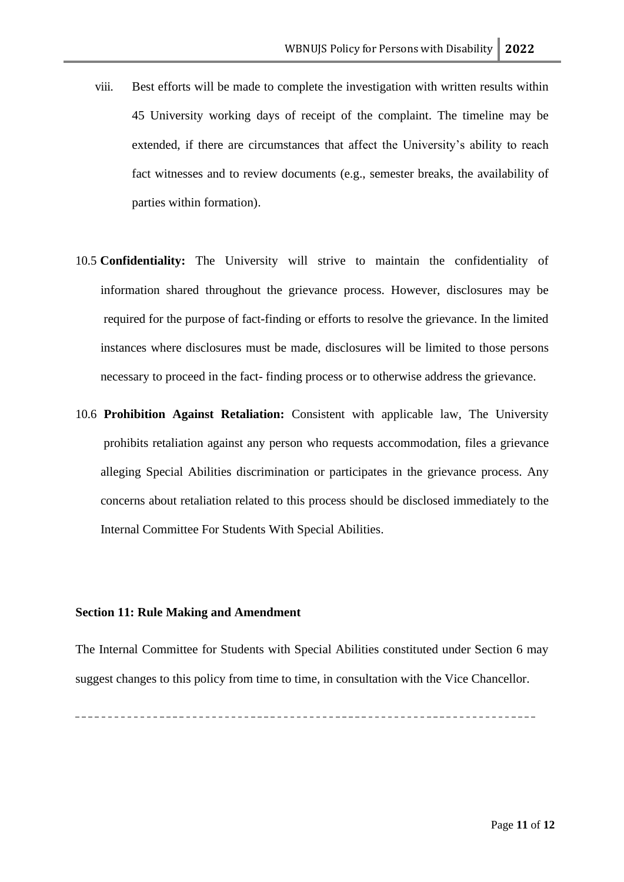viii. Best efforts will be made to complete the investigation with written results within 45 University working days of receipt of the complaint. The timeline may be extended, if there are circumstances that affect the University's ability to reach fact witnesses and to review documents (e.g., semester breaks, the availability of parties within formation).

10.5 **Confidentiality:** The University will strive to maintain the confidentiality of information shared throughout the grievance process. However, disclosures may be required for the purpose of fact-finding or efforts to resolve the grievance. In the limited instances where disclosures must be made, disclosures will be limited to those persons necessary to proceed in the fact- finding process or to otherwise address the grievance.

10.6 **Prohibition Against Retaliation:** Consistent with applicable law, The University prohibits retaliation against any person who requests accommodation, files a grievance alleging Special Abilities discrimination or participates in the grievance process. Any concerns about retaliation related to this process should be disclosed immediately to the Internal Committee For Students With Special Abilities.

**Section 11: Rule Making and Amendment**

The Internal Committee for Students with Special Abilities constituted under Section 6 may suggest changes to this policy from time to time, in consultation with the Vice Chancellor.

---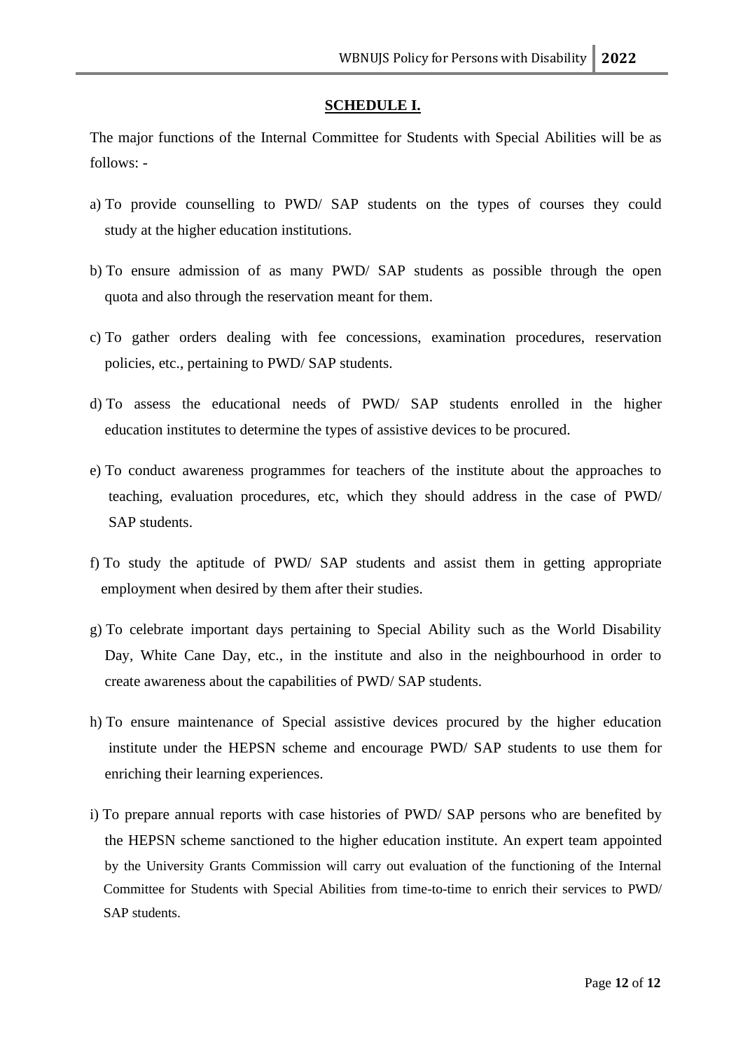## SCHEDULE I.

The major functions of the Internal Committee for Students with Special Abilities will be as follows: -

a) To provide counselling to PWD/ SAP students on the types of courses they could study at the higher education institutions.

b) To ensure admission of as many PWD/ SAP students as possible through the open quota and also through the reservation meant for them.

c) To gather orders dealing with fee concessions, examination procedures, reservation policies, etc., pertaining to PWD/ SAP students.

d) To assess the educational needs of PWD/ SAP students enrolled in the higher education institutes to determine the types of assistive devices to be procured.

e) To conduct awareness programmes for teachers of the institute about the approaches to teaching, evaluation procedures, etc, which they should address in the case of PWD/ SAP students.

f) To study the aptitude of PWD/ SAP students and assist them in getting appropriate employment when desired by them after their studies.

g) To celebrate important days pertaining to Special Ability such as the World Disability Day, White Cane Day, etc., in the institute and also in the neighbourhood in order to create awareness about the capabilities of PWD/ SAP students.

h) To ensure maintenance of Special assistive devices procured by the higher education institute under the HEPSN scheme and encourage PWD/ SAP students to use them for enriching their learning experiences.

i) To prepare annual reports with case histories of PWD/ SAP persons who are benefited by the HEPSN scheme sanctioned to the higher education institute. An expert team appointed by the University Grants Commission will carry out evaluation of the functioning of the Internal Committee for Students with Special Abilities from time-to-time to enrich their services to PWD/ SAP students.